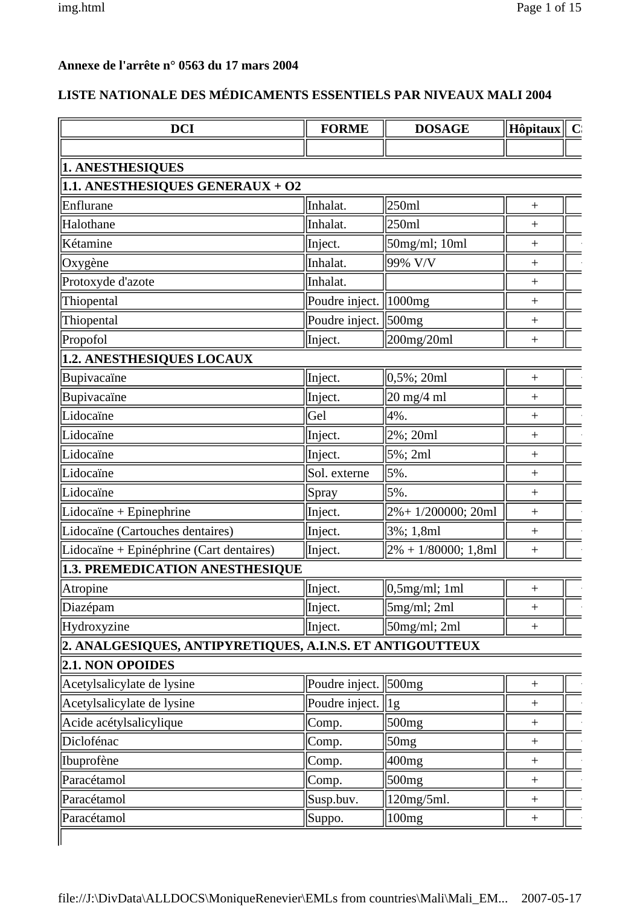**Annexe de l'arrête n° 0563 du 17 mars 2004**

**LISTE NATIONALE DES MÉDICAMENTS ESSENTIELS PAR NIVEAUX MALI 2004**

| DCI | FORME | DOSAGE | Hôpitaux | C |
|---|---|---|---|---|
| | | | | |
| **1. ANESTHESIQUES** | | | | |
| **1.1. ANESTHESIQUES GENERAUX + O2** | | | | |
| Enflurane | Inhalat. | 250ml | + | |
| Halothane | Inhalat. | 250ml | + | |
| Kétamine | Inject. | 50mg/ml; 10ml | + | + |
| Oxygène | Inhalat. | 99% V/V | + | + |
| Protoxyde d'azote | Inhalat. | | + | |
| Thiopental | Poudre inject. | 1000mg | + | |
| Thiopental | Poudre inject. | 500mg | + | |
| Propofol | Inject. | 200mg/20ml | + | |
| **1.2. ANESTHESIQUES LOCAUX** | | | | |
| Bupivacaïne | Inject. | 0,5%; 20ml | + | + |
| Bupivacaïne | Inject. | 20 mg/4 ml | + | |
| Lidocaïne | Gel | 4%. | + | + |
| Lidocaïne | Inject. | 2%; 20ml | + | + |
| Lidocaïne | Inject. | 5%; 2ml | + | |
| Lidocaïne | Sol. externe | 5%. | + | |
| Lidocaïne | Spray | 5%. | + | |
| Lidocaïne + Epinephrine | Inject. | 2%+ 1/200000; 20ml | + | + |
| Lidocaïne (Cartouches dentaires) | Inject. | 3%; 1,8ml | + | + |
| Lidocaïne + Epinéphrine (Cart dentaires) | Inject. | 2% + 1/80000; 1,8ml | + | + |
| **1.3. PREMEDICATION ANESTHESIQUE** | | | | |
| Atropine | Inject. | 0,5mg/ml; 1ml | + | + |
| Diazépam | Inject. | 5mg/ml; 2ml | + | + |
| Hydroxyzine | Inject. | 50mg/ml; 2ml | + | + |
| **2. ANALGESIQUES, ANTIPYRETIQUES, A.I.N.S. ET ANTIGOUTTEUX** | | | | |
| **2.1. NON OPOIDES** | | | | |
| Acetylsalicylate de lysine | Poudre inject. | 500mg | + | + |
| Acetylsalicylate de lysine | Poudre inject. | 1g | + | + |
| Acide acétylsalicylique | Comp. | 500mg | + | + |
| Diclofénac | Comp. | 50mg | + | + |
| Ibuprofène | Comp. | 400mg | + | + |
| Paracétamol | Comp. | 500mg | + | + |
| Paracétamol | Susp.buv. | 120mg/5ml. | + | + |
| Paracétamol | Suppo. | 100mg | + | + |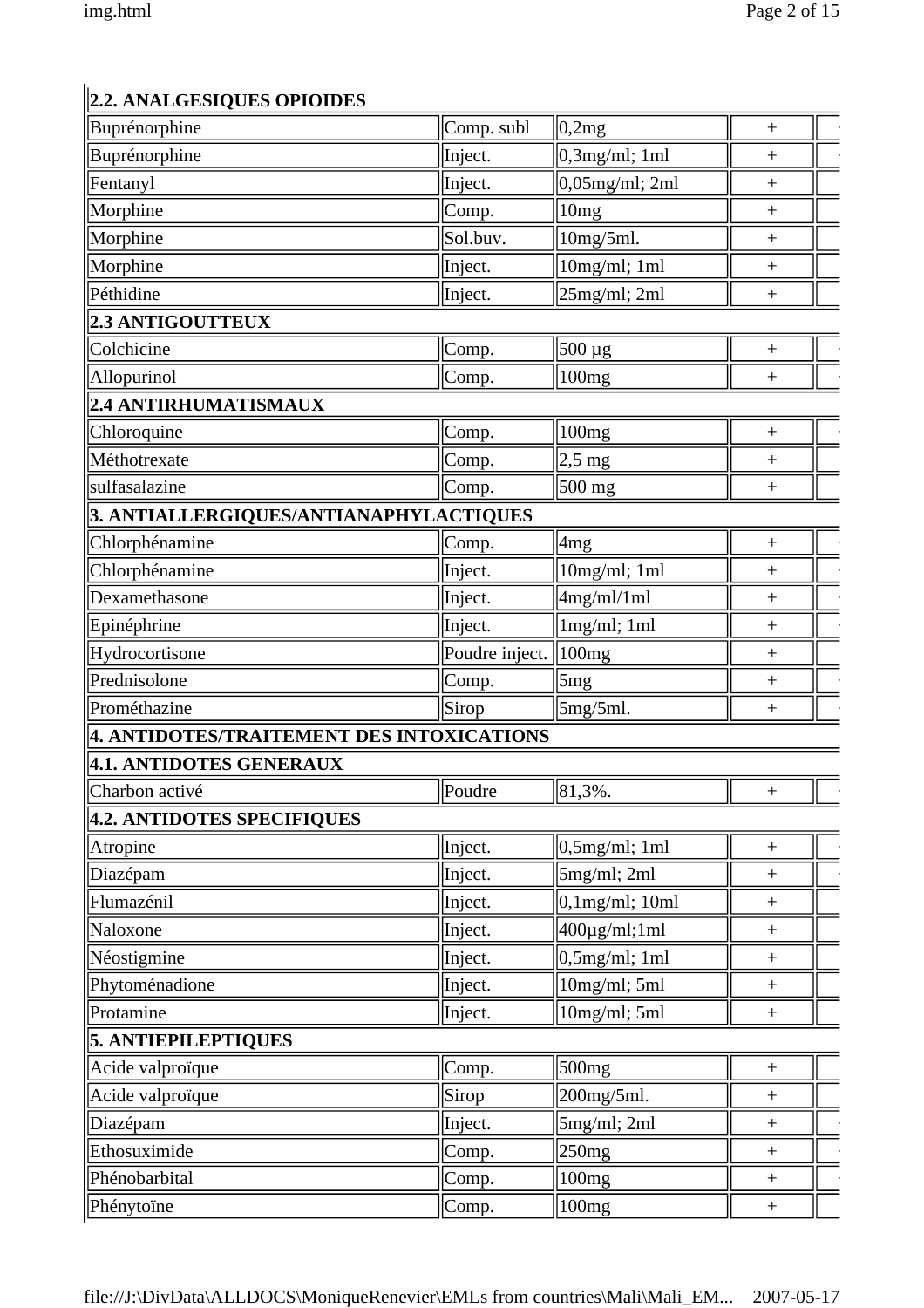| | | | | |
|---|---|---|---|---|
| **2.2. ANALGESIQUES OPIOIDES** | | | | |
| Buprénorphine | Comp. subl | 0,2mg | + | |
| Buprénorphine | Inject. | 0,3mg/ml; 1ml | + | |
| Fentanyl | Inject. | 0,05mg/ml; 2ml | + | |
| Morphine | Comp. | 10mg | + | |
| Morphine | Sol.buv. | 10mg/5ml. | + | |
| Morphine | Inject. | 10mg/ml; 1ml | + | |
| Péthidine | Inject. | 25mg/ml; 2ml | + | |
| **2.3 ANTIGOUTTEUX** | | | | |
| Colchicine | Comp. | 500 µg | + | |
| Allopurinol | Comp. | 100mg | + | |
| **2.4 ANTIRHUMATISMAUX** | | | | |
| Chloroquine | Comp. | 100mg | + | |
| Méthotrexate | Comp. | 2,5 mg | + | |
| sulfasalazine | Comp. | 500 mg | + | |
| **3. ANTIALLERGIQUES/ANTIANAPHYLACTIQUES** | | | | |
| Chlorphénamine | Comp. | 4mg | + | |
| Chlorphénamine | Inject. | 10mg/ml; 1ml | + | |
| Dexamethasone | Inject. | 4mg/ml/1ml | + | |
| Epinéphrine | Inject. | 1mg/ml; 1ml | + | |
| Hydrocortisone | Poudre inject. | 100mg | + | |
| Prednisolone | Comp. | 5mg | + | |
| Prométhazine | Sirop | 5mg/5ml. | + | |
| **4. ANTIDOTES/TRAITEMENT DES INTOXICATIONS** | | | | |
| **4.1. ANTIDOTES GENERAUX** | | | | |
| Charbon activé | Poudre | 81,3%. | + | |
| **4.2. ANTIDOTES SPECIFIQUES** | | | | |
| Atropine | Inject. | 0,5mg/ml; 1ml | + | |
| Diazépam | Inject. | 5mg/ml; 2ml | + | |
| Flumazénil | Inject. | 0,1mg/ml; 10ml | + | |
| Naloxone | Inject. | 400µg/ml;1ml | + | |
| Néostigmine | Inject. | 0,5mg/ml; 1ml | + | |
| Phytoménadione | Inject. | 10mg/ml; 5ml | + | |
| Protamine | Inject. | 10mg/ml; 5ml | + | |
| **5. ANTIEPILEPTIQUES** | | | | |
| Acide valproïque | Comp. | 500mg | + | |
| Acide valproïque | Sirop | 200mg/5ml. | + | |
| Diazépam | Inject. | 5mg/ml; 2ml | + | |
| Ethosuximide | Comp. | 250mg | + | |
| Phénobarbital | Comp. | 100mg | + | |
| Phénytoïne | Comp. | 100mg | + | |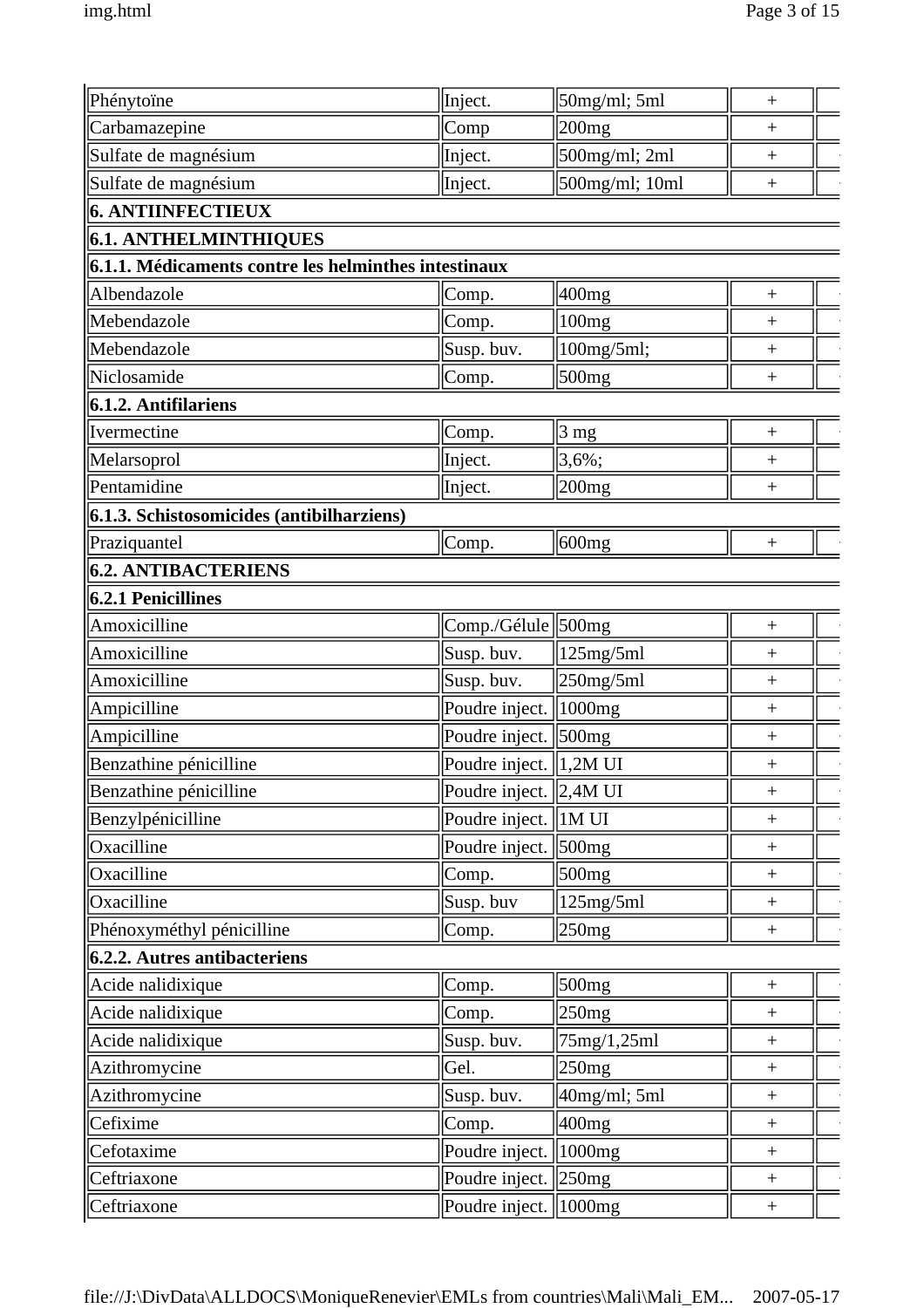| | | | | |
|---|---|---|---|---|
| Phénytoïne | Inject. | 50mg/ml; 5ml | + | |
| Carbamazepine | Comp | 200mg | + | |
| Sulfate de magnésium | Inject. | 500mg/ml; 2ml | + | |
| Sulfate de magnésium | Inject. | 500mg/ml; 10ml | + | |
| **6. ANTIINFECTIEUX** | | | | |
| **6.1. ANTHELMINTHIQUES** | | | | |
| **6.1.1. Médicaments contre les helminthes intestinaux** | | | | |
| Albendazole | Comp. | 400mg | + | |
| Mebendazole | Comp. | 100mg | + | |
| Mebendazole | Susp. buv. | 100mg/5ml; | + | |
| Niclosamide | Comp. | 500mg | + | |
| **6.1.2. Antifilariens** | | | | |
| Ivermectine | Comp. | 3 mg | + | |
| Melarsoprol | Inject. | 3,6%; | + | |
| Pentamidine | Inject. | 200mg | + | |
| **6.1.3. Schistosomicides (antibilharziens)** | | | | |
| Praziquantel | Comp. | 600mg | + | |
| **6.2. ANTIBACTERIENS** | | | | |
| **6.2.1 Penicillines** | | | | |
| Amoxicilline | Comp./Gélule | 500mg | + | |
| Amoxicilline | Susp. buv. | 125mg/5ml | + | |
| Amoxicilline | Susp. buv. | 250mg/5ml | + | |
| Ampicilline | Poudre inject. | 1000mg | + | |
| Ampicilline | Poudre inject. | 500mg | + | |
| Benzathine pénicilline | Poudre inject. | 1,2M UI | + | |
| Benzathine pénicilline | Poudre inject. | 2,4M UI | + | |
| Benzylpénicilline | Poudre inject. | 1M UI | + | |
| Oxacilline | Poudre inject. | 500mg | + | |
| Oxacilline | Comp. | 500mg | + | |
| Oxacilline | Susp. buv | 125mg/5ml | + | |
| Phénoxyméthyl pénicilline | Comp. | 250mg | + | |
| **6.2.2. Autres antibacteriens** | | | | |
| Acide nalidixique | Comp. | 500mg | + | |
| Acide nalidixique | Comp. | 250mg | + | |
| Acide nalidixique | Susp. buv. | 75mg/1,25ml | + | |
| Azithromycine | Gel. | 250mg | + | |
| Azithromycine | Susp. buv. | 40mg/ml; 5ml | + | |
| Cefixime | Comp. | 400mg | + | |
| Cefotaxime | Poudre inject. | 1000mg | + | |
| Ceftriaxone | Poudre inject. | 250mg | + | |
| Ceftriaxone | Poudre inject. | 1000mg | + | |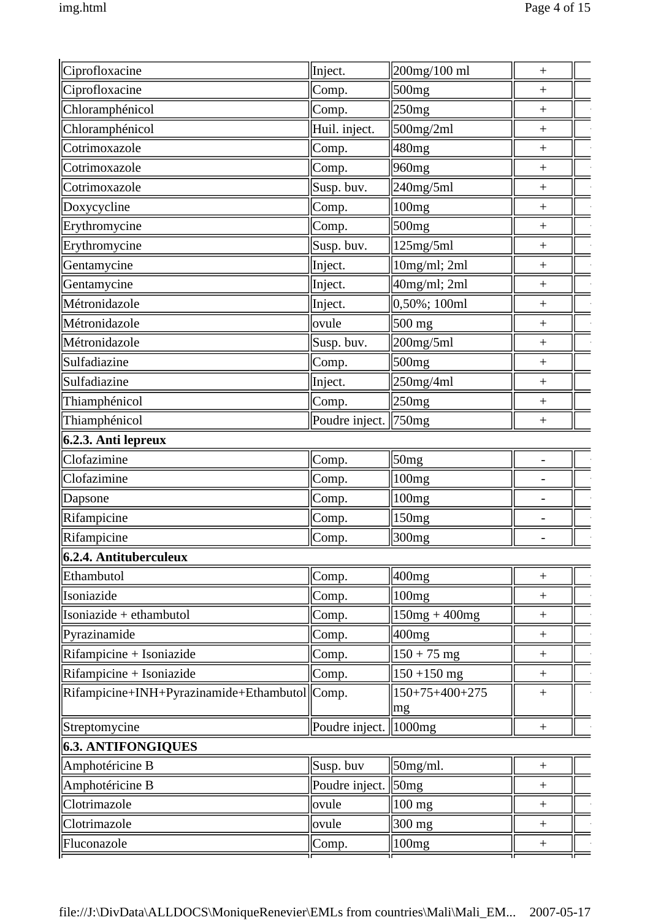| | | | | |
|---|---|---|---|---|
| Ciprofloxacine | Inject. | 200mg/100 ml | + | |
| Ciprofloxacine | Comp. | 500mg | + | |
| Chloramphénicol | Comp. | 250mg | + | |
| Chloramphénicol | Huil. inject. | 500mg/2ml | + | |
| Cotrimoxazole | Comp. | 480mg | + | |
| Cotrimoxazole | Comp. | 960mg | + | |
| Cotrimoxazole | Susp. buv. | 240mg/5ml | + | |
| Doxycycline | Comp. | 100mg | + | |
| Erythromycine | Comp. | 500mg | + | |
| Erythromycine | Susp. buv. | 125mg/5ml | + | |
| Gentamycine | Inject. | 10mg/ml; 2ml | + | |
| Gentamycine | Inject. | 40mg/ml; 2ml | + | |
| Métronidazole | Inject. | 0,50%; 100ml | + | |
| Métronidazole | ovule | 500 mg | + | |
| Métronidazole | Susp. buv. | 200mg/5ml | + | |
| Sulfadiazine | Comp. | 500mg | + | |
| Sulfadiazine | Inject. | 250mg/4ml | + | |
| Thiamphénicol | Comp. | 250mg | + | |
| Thiamphénicol | Poudre inject. | 750mg | + | |
| **6.2.3. Anti lepreux** | | | | |
| Clofazimine | Comp. | 50mg | - | |
| Clofazimine | Comp. | 100mg | - | |
| Dapsone | Comp. | 100mg | - | |
| Rifampicine | Comp. | 150mg | - | |
| Rifampicine | Comp. | 300mg | - | |
| **6.2.4. Antituberculeux** | | | | |
| Ethambutol | Comp. | 400mg | + | |
| Isoniazide | Comp. | 100mg | + | |
| Isoniazide + ethambutol | Comp. | 150mg + 400mg | + | |
| Pyrazinamide | Comp. | 400mg | + | |
| Rifampicine + Isoniazide | Comp. | 150 + 75 mg | + | |
| Rifampicine + Isoniazide | Comp. | 150 +150 mg | + | |
| Rifampicine+INH+Pyrazinamide+Ethambutol | Comp. | 150+75+400+275 mg | + | |
| Streptomycine | Poudre inject. | 1000mg | + | |
| **6.3. ANTIFONGIQUES** | | | | |
| Amphotéricine B | Susp. buv | 50mg/ml. | + | |
| Amphotéricine B | Poudre inject. | 50mg | + | |
| Clotrimazole | ovule | 100 mg | + | |
| Clotrimazole | ovule | 300 mg | + | |
| Fluconazole | Comp. | 100mg | + | |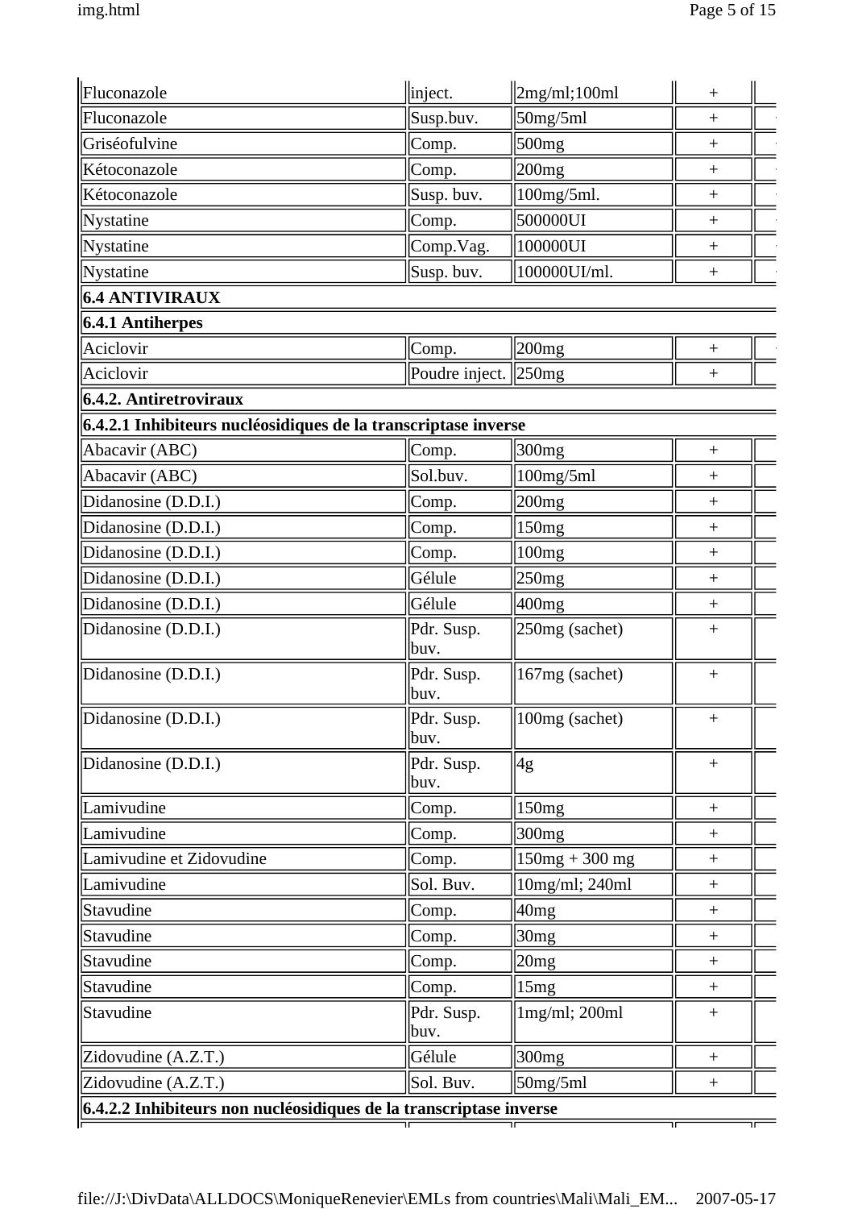| | | | | |
|---|---|---|---|---|
| Fluconazole | inject. | 2mg/ml;100ml | + | |
| Fluconazole | Susp.buv. | 50mg/5ml | + | |
| Griséofulvine | Comp. | 500mg | + | |
| Kétoconazole | Comp. | 200mg | + | |
| Kétoconazole | Susp. buv. | 100mg/5ml. | + | |
| Nystatine | Comp. | 500000UI | + | |
| Nystatine | Comp.Vag. | 100000UI | + | |
| Nystatine | Susp. buv. | 100000UI/ml. | + | |
| **6.4 ANTIVIRAUX** | | | | |
| **6.4.1 Antiherpes** | | | | |
| Aciclovir | Comp. | 200mg | + | |
| Aciclovir | Poudre inject. | 250mg | + | |
| **6.4.2. Antiretroviraux** | | | | |
| **6.4.2.1 Inhibiteurs nucléosidiques de la transcriptase inverse** | | | | |
| Abacavir (ABC) | Comp. | 300mg | + | |
| Abacavir (ABC) | Sol.buv. | 100mg/5ml | + | |
| Didanosine (D.D.I.) | Comp. | 200mg | + | |
| Didanosine (D.D.I.) | Comp. | 150mg | + | |
| Didanosine (D.D.I.) | Comp. | 100mg | + | |
| Didanosine (D.D.I.) | Gélule | 250mg | + | |
| Didanosine (D.D.I.) | Gélule | 400mg | + | |
| Didanosine (D.D.I.) | Pdr. Susp. buv. | 250mg (sachet) | + | |
| Didanosine (D.D.I.) | Pdr. Susp. buv. | 167mg (sachet) | + | |
| Didanosine (D.D.I.) | Pdr. Susp. buv. | 100mg (sachet) | + | |
| Didanosine (D.D.I.) | Pdr. Susp. buv. | 4g | + | |
| Lamivudine | Comp. | 150mg | + | |
| Lamivudine | Comp. | 300mg | + | |
| Lamivudine et Zidovudine | Comp. | 150mg + 300 mg | + | |
| Lamivudine | Sol. Buv. | 10mg/ml; 240ml | + | |
| Stavudine | Comp. | 40mg | + | |
| Stavudine | Comp. | 30mg | + | |
| Stavudine | Comp. | 20mg | + | |
| Stavudine | Comp. | 15mg | + | |
| Stavudine | Pdr. Susp. buv. | 1mg/ml; 200ml | + | |
| Zidovudine (A.Z.T.) | Gélule | 300mg | + | |
| Zidovudine (A.Z.T.) | Sol. Buv. | 50mg/5ml | + | |
| **6.4.2.2 Inhibiteurs non nucléosidiques de la transcriptase inverse** | | | | |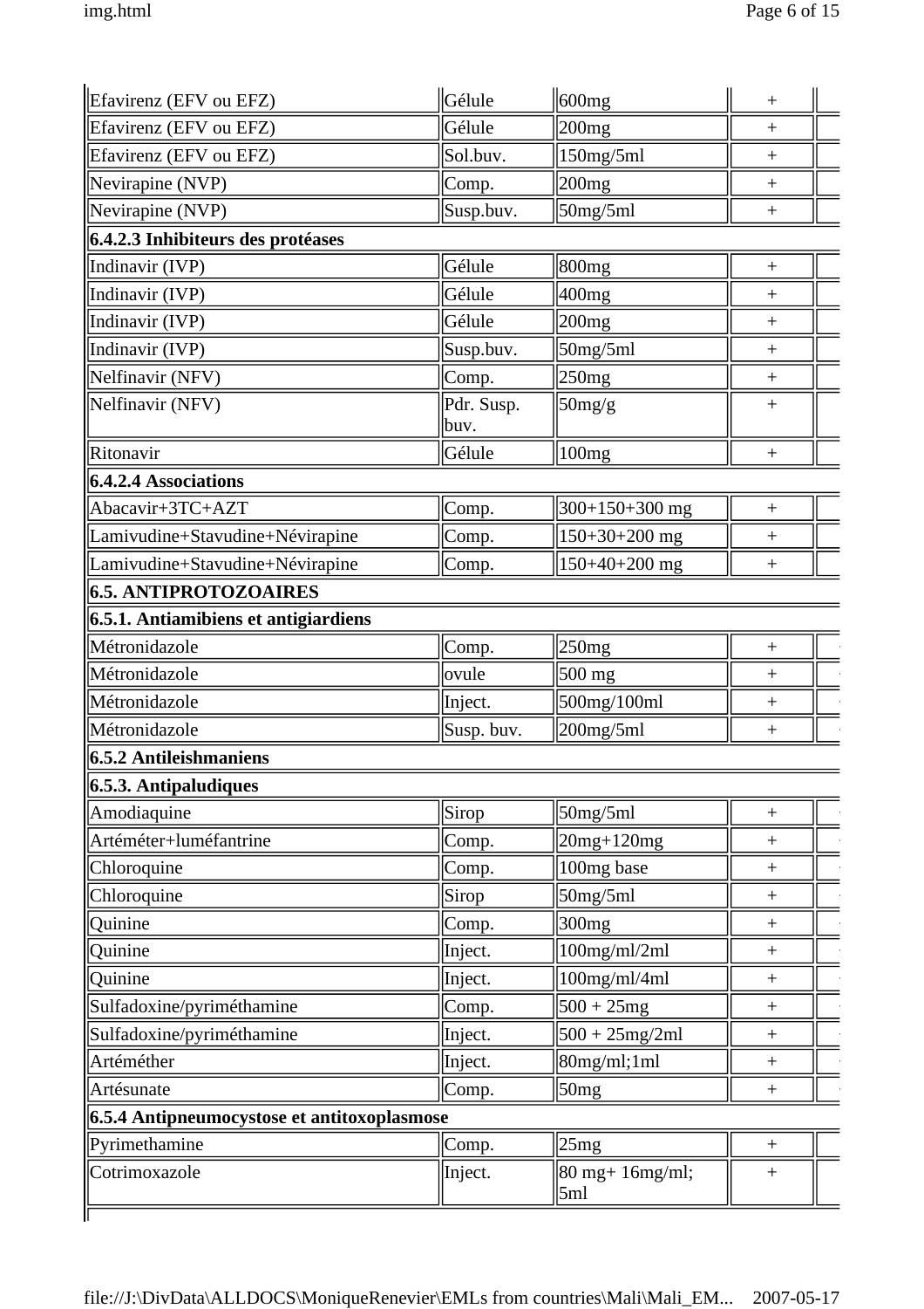| | | | | |
|---|---|---|---|---|
| Efavirenz (EFV ou EFZ) | Gélule | 600mg | + | |
| Efavirenz (EFV ou EFZ) | Gélule | 200mg | + | |
| Efavirenz (EFV ou EFZ) | Sol.buv. | 150mg/5ml | + | |
| Nevirapine (NVP) | Comp. | 200mg | + | |
| Nevirapine (NVP) | Susp.buv. | 50mg/5ml | + | |
| **6.4.2.3 Inhibiteurs des protéases** | | | | |
| Indinavir (IVP) | Gélule | 800mg | + | |
| Indinavir (IVP) | Gélule | 400mg | + | |
| Indinavir (IVP) | Gélule | 200mg | + | |
| Indinavir (IVP) | Susp.buv. | 50mg/5ml | + | |
| Nelfinavir (NFV) | Comp. | 250mg | + | |
| Nelfinavir (NFV) | Pdr. Susp. buv. | 50mg/g | + | |
| Ritonavir | Gélule | 100mg | + | |
| **6.4.2.4 Associations** | | | | |
| Abacavir+3TC+AZT | Comp. | 300+150+300 mg | + | |
| Lamivudine+Stavudine+Névirapine | Comp. | 150+30+200 mg | + | |
| Lamivudine+Stavudine+Névirapine | Comp. | 150+40+200 mg | + | |
| **6.5. ANTIPROTOZOAIRES** | | | | |
| **6.5.1. Antiamibiens et antigiardiens** | | | | |
| Métronidazole | Comp. | 250mg | + | |
| Métronidazole | ovule | 500 mg | + | |
| Métronidazole | Inject. | 500mg/100ml | + | |
| Métronidazole | Susp. buv. | 200mg/5ml | + | |
| **6.5.2 Antileishmaniens** | | | | |
| **6.5.3. Antipaludiques** | | | | |
| Amodiaquine | Sirop | 50mg/5ml | + | |
| Arteméter+luméfantrine | Comp. | 20mg+120mg | + | |
| Chloroquine | Comp. | 100mg base | + | |
| Chloroquine | Sirop | 50mg/5ml | + | |
| Quinine | Comp. | 300mg | + | |
| Quinine | Inject. | 100mg/ml/2ml | + | |
| Quinine | Inject. | 100mg/ml/4ml | + | |
| Sulfadoxine/pyriméthamine | Comp. | 500 + 25mg | + | |
| Sulfadoxine/pyriméthamine | Inject. | 500 + 25mg/2ml | + | |
| Artéméther | Inject. | 80mg/ml;1ml | + | |
| Artésunate | Comp. | 50mg | + | |
| **6.5.4 Antipneumocystose et antitoxoplasmose** | | | | |
| Pyrimethamine | Comp. | 25mg | + | |
| Cotrimoxazole | Inject. | 80 mg+ 16mg/ml; 5ml | + | |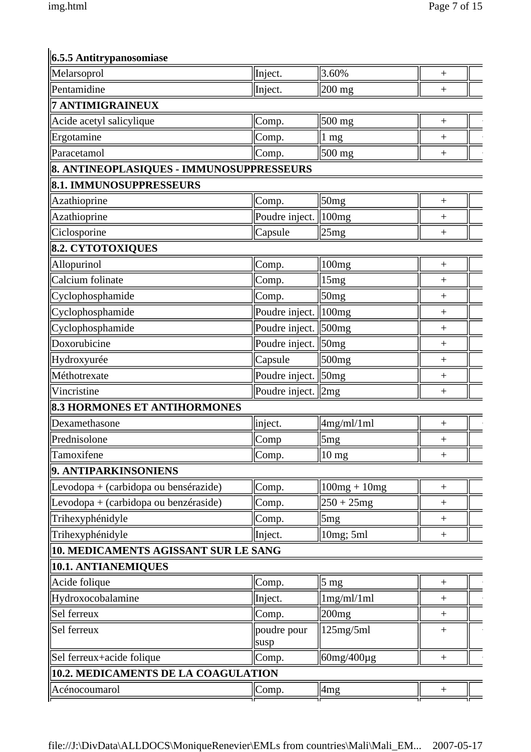| 6.5.5 Antitrypanosomiase | | | | |
|---|---|---|---|---|
| Melarsoprol | Inject. | 3.60% | + | |
| Pentamidine | Inject. | 200 mg | + | |
| **7 ANTIMIGRAINEUX** | | | | |
| Acide acetyl salicylique | Comp. | 500 mg | + | |
| Ergotamine | Comp. | 1 mg | + | |
| Paracetamol | Comp. | 500 mg | + | |
| **8. ANTINEOPLASIQUES - IMMUNOSUPPRESSEURS** | | | | |
| **8.1. IMMUNOSUPPRESSEURS** | | | | |
| Azathioprine | Comp. | 50mg | + | |
| Azathioprine | Poudre inject. | 100mg | + | |
| Ciclosporine | Capsule | 25mg | + | |
| **8.2. CYTOTOXIQUES** | | | | |
| Allopurinol | Comp. | 100mg | + | |
| Calcium folinate | Comp. | 15mg | + | |
| Cyclophosphamide | Comp. | 50mg | + | |
| Cyclophosphamide | Poudre inject. | 100mg | + | |
| Cyclophosphamide | Poudre inject. | 500mg | + | |
| Doxorubicine | Poudre inject. | 50mg | + | |
| Hydroxyurée | Capsule | 500mg | + | |
| Méthotrexate | Poudre inject. | 50mg | + | |
| Vincristine | Poudre inject. | 2mg | + | |
| **8.3 HORMONES ET ANTIHORMONES** | | | | |
| Dexamethasone | inject. | 4mg/ml/1ml | + | |
| Prednisolone | Comp | 5mg | + | |
| Tamoxifene | Comp. | 10 mg | + | |
| **9. ANTIPARKINSONIENS** | | | | |
| Levodopa + (carbidopa ou bensérazide) | Comp. | 100mg + 10mg | + | |
| Levodopa + (carbidopa ou benzéraside) | Comp. | 250 + 25mg | + | |
| Trihexyphénidyle | Comp. | 5mg | + | |
| Trihexyphénidyle | Inject. | 10mg; 5ml | + | |
| **10. MEDICAMENTS AGISSANT SUR LE SANG** | | | | |
| **10.1. ANTIANEMIQUES** | | | | |
| Acide folique | Comp. | 5 mg | + | |
| Hydroxocobalamine | Inject. | 1mg/ml/1ml | + | |
| Sel ferreux | Comp. | 200mg | + | |
| Sel ferreux | poudre pour susp | 125mg/5ml | + | |
| Sel ferreux+acide folique | Comp. | 60mg/400µg | + | |
| **10.2. MEDICAMENTS DE LA COAGULATION** | | | | |
| Acénocoumarol | Comp. | 4mg | + | |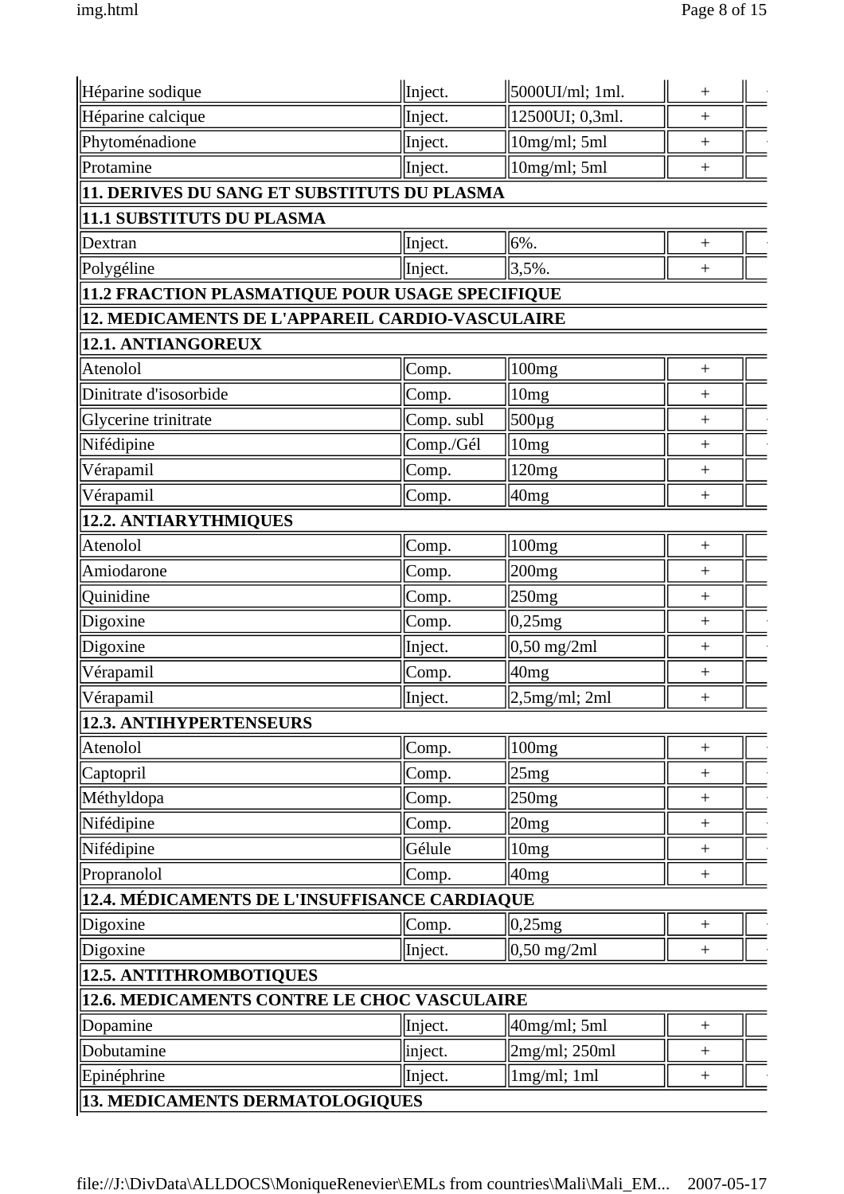| | | | | |
|---|---|---|---|---|
| Héparine sodique | Inject. | 5000UI/ml; 1ml. | + | |
| Héparine calcique | Inject. | 12500UI; 0,3ml. | + | |
| Phytoménadione | Inject. | 10mg/ml; 5ml | + | |
| Protamine | Inject. | 10mg/ml; 5ml | + | |
| **11. DERIVES DU SANG ET SUBSTITUTS DU PLASMA** | | | | |
| **11.1 SUBSTITUTS DU PLASMA** | | | | |
| Dextran | Inject. | 6%. | + | |
| Polygéline | Inject. | 3,5%. | + | |
| **11.2 FRACTION PLASMATIQUE POUR USAGE SPECIFIQUE** | | | | |
| **12. MEDICAMENTS DE L'APPAREIL CARDIO-VASCULAIRE** | | | | |
| **12.1. ANTIANGOREUX** | | | | |
| Atenolol | Comp. | 100mg | + | |
| Dinitrate d'isosorbide | Comp. | 10mg | + | |
| Glycerine trinitrate | Comp. subl | 500µg | + | |
| Nifédipine | Comp./Gél | 10mg | + | |
| Vérapamil | Comp. | 120mg | + | |
| Vérapamil | Comp. | 40mg | + | |
| **12.2. ANTIARYTHMIQUES** | | | | |
| Atenolol | Comp. | 100mg | + | |
| Amiodarone | Comp. | 200mg | + | |
| Quinidine | Comp. | 250mg | + | |
| Digoxine | Comp. | 0,25mg | + | |
| Digoxine | Inject. | 0,50 mg/2ml | + | |
| Vérapamil | Comp. | 40mg | + | |
| Vérapamil | Inject. | 2,5mg/ml; 2ml | + | |
| **12.3. ANTIHYPERTENSEURS** | | | | |
| Atenolol | Comp. | 100mg | + | |
| Captopril | Comp. | 25mg | + | |
| Méthyldopa | Comp. | 250mg | + | |
| Nifédipine | Comp. | 20mg | + | |
| Nifédipine | Gélule | 10mg | + | |
| Propranolol | Comp. | 40mg | + | |
| **12.4. MÉDICAMENTS DE L'INSUFFISANCE CARDIAQUE** | | | | |
| Digoxine | Comp. | 0,25mg | + | |
| Digoxine | Inject. | 0,50 mg/2ml | + | |
| **12.5. ANTITHROMBOTIQUES** | | | | |
| **12.6. MEDICAMENTS CONTRE LE CHOC VASCULAIRE** | | | | |
| Dopamine | Inject. | 40mg/ml; 5ml | + | |
| Dobutamine | inject. | 2mg/ml; 250ml | + | |
| Epinéphrine | Inject. | 1mg/ml; 1ml | + | |
| **13. MEDICAMENTS DERMATOLOGIQUES** | | | | |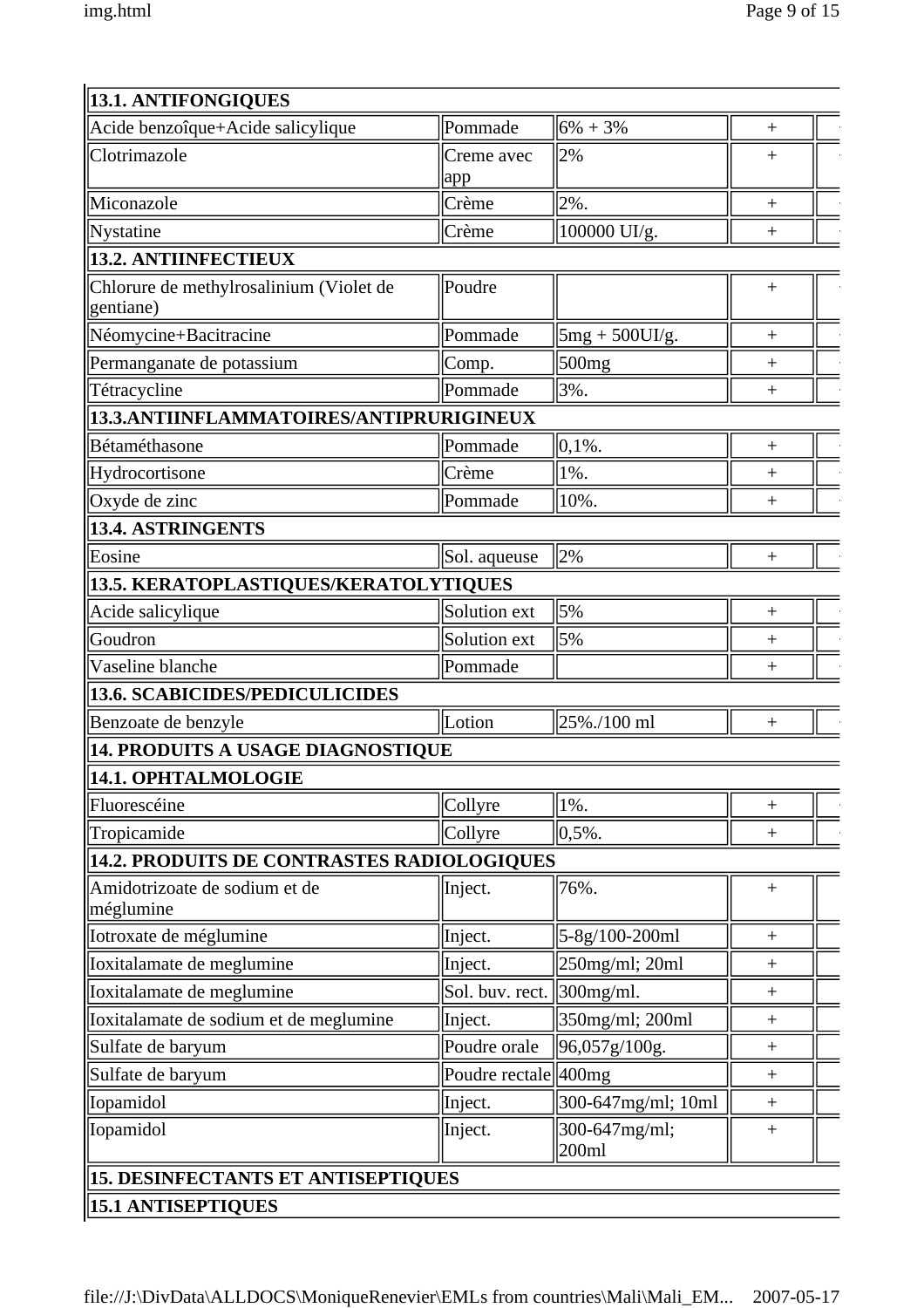| | | | | |
|---|---|---|---|---|
| **13.1. ANTIFONGIQUES** | | | | |
| Acide benzoîque+Acide salicylique | Pommade | 6% + 3% | + | |
| Clotrimazole | Creme avec app | 2% | + | |
| Miconazole | Crème | 2%. | + | |
| Nystatine | Crème | 100000 UI/g. | + | |
| **13.2. ANTIINFECTIEUX** | | | | |
| Chlorure de methylrosalinium (Violet de gentiane) | Poudre | | + | |
| Néomycine+Bacitracine | Pommade | 5mg + 500UI/g. | + | |
| Permanganate de potassium | Comp. | 500mg | + | |
| Tétracycline | Pommade | 3%. | + | |
| **13.3.ANTIINFLAMMATOIRES/ANTIPRURIGINEUX** | | | | |
| Bétaméthasone | Pommade | 0,1%. | + | |
| Hydrocortisone | Crème | 1%. | + | |
| Oxyde de zinc | Pommade | 10%. | + | |
| **13.4. ASTRINGENTS** | | | | |
| Eosine | Sol. aqueuse | 2% | + | |
| **13.5. KERATOPLASTIQUES/KERATOLYTIQUES** | | | | |
| Acide salicylique | Solution ext | 5% | + | |
| Goudron | Solution ext | 5% | + | |
| Vaseline blanche | Pommade | | + | |
| **13.6. SCABICIDES/PEDICULICIDES** | | | | |
| Benzoate de benzyle | Lotion | 25%./100 ml | + | |
| **14. PRODUITS A USAGE DIAGNOSTIQUE** | | | | |
| **14.1. OPHTALMOLOGIE** | | | | |
| Fluorescéine | Collyre | 1%. | + | |
| Tropicamide | Collyre | 0,5%. | + | |
| **14.2. PRODUITS DE CONTRASTES RADIOLOGIQUES** | | | | |
| Amidotrizoate de sodium et de méglumine | Inject. | 76%. | + | |
| Iotroxate de méglumine | Inject. | 5-8g/100-200ml | + | |
| Ioxitalamate de meglumine | Inject. | 250mg/ml; 20ml | + | |
| Ioxitalamate de meglumine | Sol. buv. rect. | 300mg/ml. | + | |
| Ioxitalamate de sodium et de meglumine | Inject. | 350mg/ml; 200ml | + | |
| Sulfate de baryum | Poudre orale | 96,057g/100g. | + | |
| Sulfate de baryum | Poudre rectale | 400mg | + | |
| Iopamidol | Inject. | 300-647mg/ml; 10ml | + | |
| Iopamidol | Inject. | 300-647mg/ml; 200ml | + | |
| **15. DESINFECTANTS ET ANTISEPTIQUES** | | | | |
| **15.1 ANTISEPTIQUES** | | | | |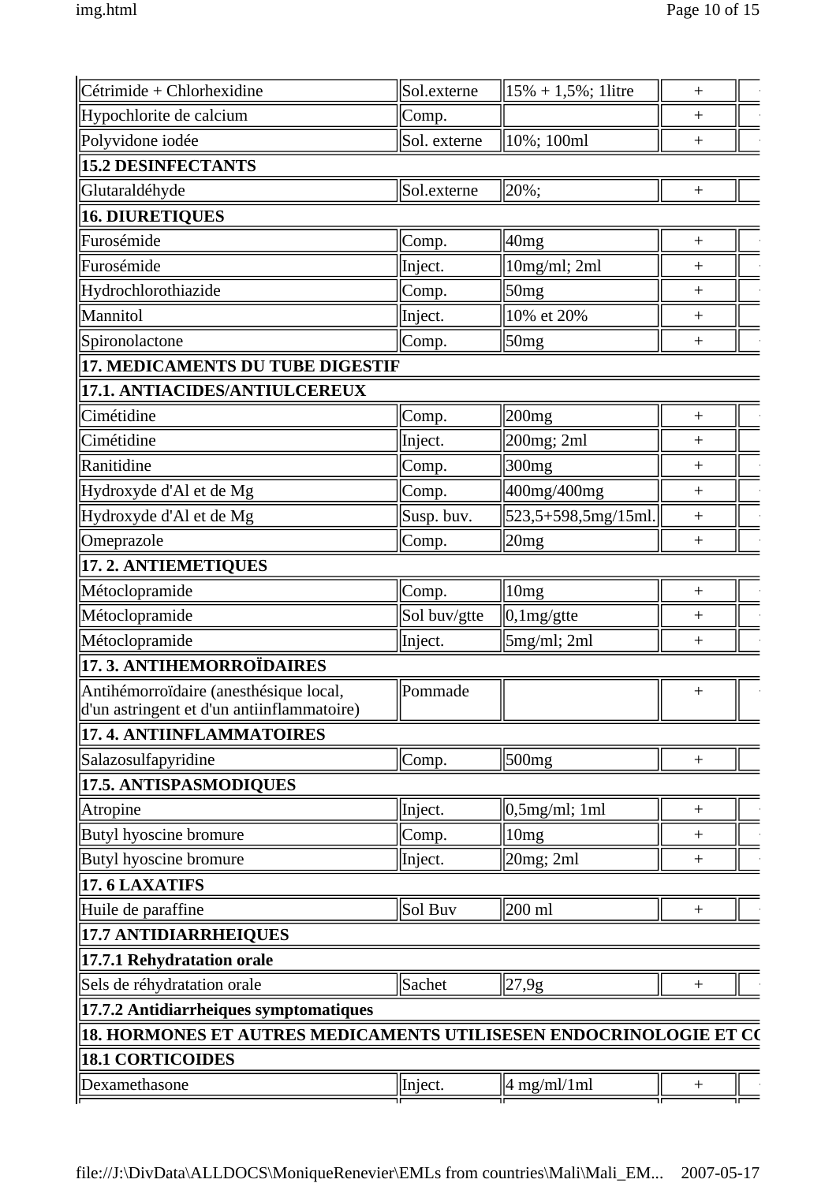| | | | | |
|---|---|---|---|---|
| Cétrimide + Chlorhexidine | Sol.externe | 15% + 1,5%; 1litre | + | |
| Hypochlorite de calcium | Comp. | | + | |
| Polyvidone iodée | Sol. externe | 10%; 100ml | + | |
| **15.2 DESINFECTANTS** | | | | |
| Glutaraldéhyde | Sol.externe | 20%; | + | |
| **16. DIURETIQUES** | | | | |
| Furosémide | Comp. | 40mg | + | |
| Furosémide | Inject. | 10mg/ml; 2ml | + | |
| Hydrochlorothiazide | Comp. | 50mg | + | |
| Mannitol | Inject. | 10% et 20% | + | |
| Spironolactone | Comp. | 50mg | + | |
| **17. MEDICAMENTS DU TUBE DIGESTIF** | | | | |
| **17.1. ANTIACIDES/ANTIULCEREUX** | | | | |
| Cimétidine | Comp. | 200mg | + | |
| Cimétidine | Inject. | 200mg; 2ml | + | |
| Ranitidine | Comp. | 300mg | + | |
| Hydroxyde d'Al et de Mg | Comp. | 400mg/400mg | + | |
| Hydroxyde d'Al et de Mg | Susp. buv. | 523,5+598,5mg/15ml. | + | |
| Omeprazole | Comp. | 20mg | + | |
| **17. 2. ANTIEMETIQUES** | | | | |
| Métoclopramide | Comp. | 10mg | + | |
| Métoclopramide | Sol buv/gtte | 0,1mg/gtte | + | |
| Métoclopramide | Inject. | 5mg/ml; 2ml | + | |
| **17. 3. ANTIHEMORROÏDAIRES** | | | | |
| Antihémorroïdaire (anesthésique local, d'un astringent et d'un antiinflammatoire) | Pommade | | + | |
| **17. 4. ANTIINFLAMMATOIRES** | | | | |
| Salazosulfapyridine | Comp. | 500mg | + | |
| **17.5. ANTISPASMODIQUES** | | | | |
| Atropine | Inject. | 0,5mg/ml; 1ml | + | |
| Butyl hyoscine bromure | Comp. | 10mg | + | |
| Butyl hyoscine bromure | Inject. | 20mg; 2ml | + | |
| **17. 6 LAXATIFS** | | | | |
| Huile de paraffine | Sol Buv | 200 ml | + | |
| **17.7 ANTIDIARRHEIQUES** | | | | |
| **17.7.1 Rehydratation orale** | | | | |
| Sels de réhydratation orale | Sachet | 27,9g | + | |
| **17.7.2 Antidiarrheiques symptomatiques** | | | | |
| **18. HORMONES ET AUTRES MEDICAMENTS UTILISESEN ENDOCRINOLOGIE ET CO** | | | | |
| **18.1 CORTICOIDES** | | | | |
| Dexamethasone | Inject. | 4 mg/ml/1ml | + | |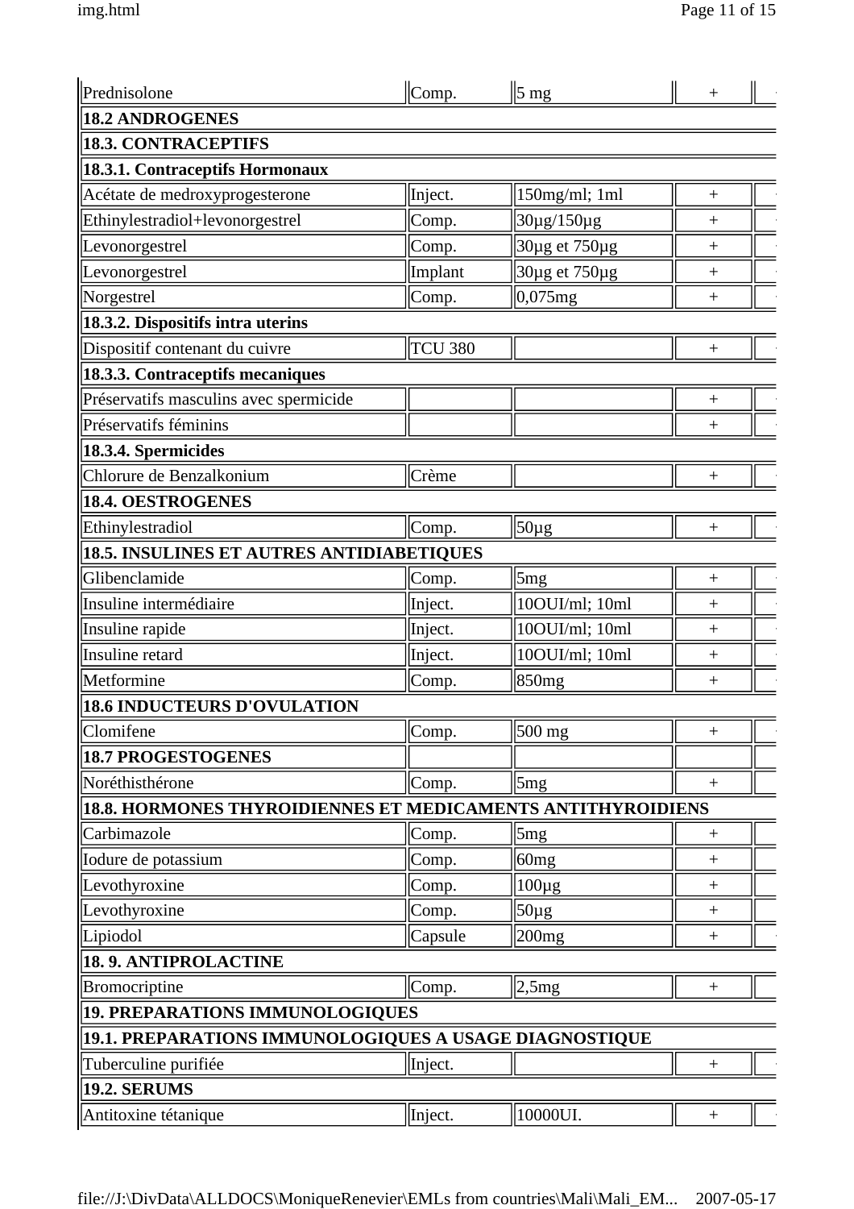| Prednisolone | Comp. | 5 mg | + | |
|---|---|---|---|---|
| **18.2 ANDROGENES** | | | | |
| **18.3. CONTRACEPTIFS** | | | | |
| **18.3.1. Contraceptifs Hormonaux** | | | | |
| Acétate de medroxyprogesterone | Inject. | 150mg/ml; 1ml | + | |
| Ethinylestradiol+levonorgestrel | Comp. | 30µg/150µg | + | |
| Levonorgestrel | Comp. | 30µg et 750µg | + | |
| Levonorgestrel | Implant | 30µg et 750µg | + | |
| Norgestrel | Comp. | 0,075mg | + | |
| **18.3.2. Dispositifs intra uterins** | | | | |
| Dispositif contenant du cuivre | TCU 380 | | + | |
| **18.3.3. Contraceptifs mecaniques** | | | | |
| Préservatifs masculins avec spermicide | | | + | |
| Préservatifs féminins | | | + | |
| **18.3.4. Spermicides** | | | | |
| Chlorure de Benzalkonium | Crème | | + | |
| **18.4. OESTROGENES** | | | | |
| Ethinylestradiol | Comp. | 50µg | + | |
| **18.5. INSULINES ET AUTRES ANTIDIABETIQUES** | | | | |
| Glibenclamide | Comp. | 5mg | + | |
| Insuline intermédiaire | Inject. | 10OUI/ml; 10ml | + | |
| Insuline rapide | Inject. | 10OUI/ml; 10ml | + | |
| Insuline retard | Inject. | 10OUI/ml; 10ml | + | |
| Metformine | Comp. | 850mg | + | |
| **18.6 INDUCTEURS D'OVULATION** | | | | |
| Clomifene | Comp. | 500 mg | + | |
| **18.7 PROGESTOGENES** | | | | |
| Noréthisthérone | Comp. | 5mg | + | |
| **18.8. HORMONES THYROIDIENNES ET MEDICAMENTS ANTITHYROIDIENS** | | | | |
| Carbimazole | Comp. | 5mg | + | |
| Iodure de potassium | Comp. | 60mg | + | |
| Levothyroxine | Comp. | 100µg | + | |
| Levothyroxine | Comp. | 50µg | + | |
| Lipiodol | Capsule | 200mg | + | |
| **18. 9. ANTIPROLACTINE** | | | | |
| Bromocriptine | Comp. | 2,5mg | + | |
| **19. PREPARATIONS IMMUNOLOGIQUES** | | | | |
| **19.1. PREPARATIONS IMMUNOLOGIQUES A USAGE DIAGNOSTIQUE** | | | | |
| Tuberculine purifiée | Inject. | | + | |
| **19.2. SERUMS** | | | | |
| Antitoxine tétanique | Inject. | 10000UI. | + | |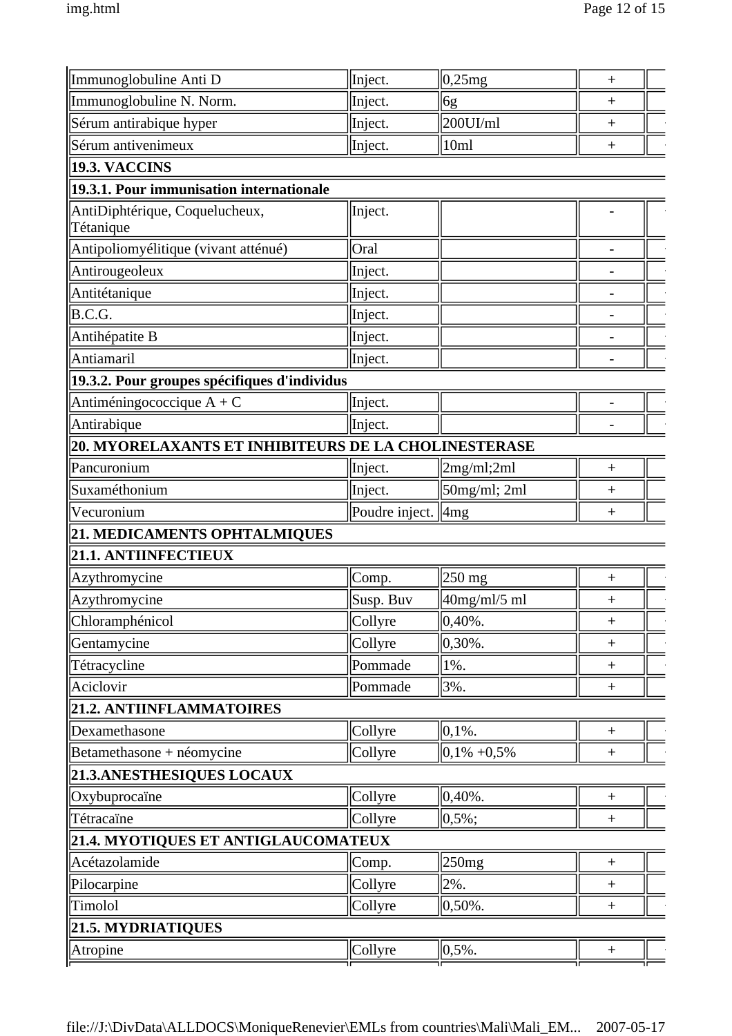| | | | | |
|---|---|---|---|---|
| Immunoglobuline Anti D | Inject. | 0,25mg | + | |
| Immunoglobuline N. Norm. | Inject. | 6g | + | |
| Sérum antirabique hyper | Inject. | 200UI/ml | + | |
| Sérum antivenimeux | Inject. | 10ml | + | |
| **19.3. VACCINS** | | | | |
| **19.3.1. Pour immunisation internationale** | | | | |
| AntiDiphtérique, Coquelucheux, Tétanique | Inject. | | - | |
| Antipoliomyélitique (vivant atténué) | Oral | | - | |
| Antirougeoleux | Inject. | | - | |
| Antitétanique | Inject. | | - | |
| B.C.G. | Inject. | | - | |
| Antihépatite B | Inject. | | - | |
| Antiamaril | Inject. | | - | |
| **19.3.2. Pour groupes spécifiques d'individus** | | | | |
| Antiméningococcique A + C | Inject. | | - | |
| Antirabique | Inject. | | - | |
| **20. MYORELAXANTS ET INHIBITEURS DE LA CHOLINESTERASE** | | | | |
| Pancuronium | Inject. | 2mg/ml;2ml | + | |
| Suxaméthonium | Inject. | 50mg/ml; 2ml | + | |
| Vecuronium | Poudre inject. | 4mg | + | |
| **21. MEDICAMENTS OPHTALMIQUES** | | | | |
| **21.1. ANTIINFECTIEUX** | | | | |
| Azythromycine | Comp. | 250 mg | + | |
| Azythromycine | Susp. Buv | 40mg/ml/5 ml | + | |
| Chloramphénicol | Collyre | 0,40%. | + | |
| Gentamycine | Collyre | 0,30%. | + | |
| Tétracycline | Pommade | 1%. | + | |
| Aciclovir | Pommade | 3%. | + | |
| **21.2. ANTIINFLAMMATOIRES** | | | | |
| Dexamethasone | Collyre | 0,1%. | + | |
| Betamethasone + néomycine | Collyre | 0,1% +0,5% | + | |
| **21.3.ANESTHESIQUES LOCAUX** | | | | |
| Oxybuprocaïne | Collyre | 0,40%. | + | |
| Tétracaïne | Collyre | 0,5%; | + | |
| **21.4. MYOTIQUES ET ANTIGLAUCOMATEUX** | | | | |
| Acétazolamide | Comp. | 250mg | + | |
| Pilocarpine | Collyre | 2%. | + | |
| Timolol | Collyre | 0,50%. | + | |
| **21.5. MYDRIATIQUES** | | | | |
| Atropine | Collyre | 0,5%. | + | |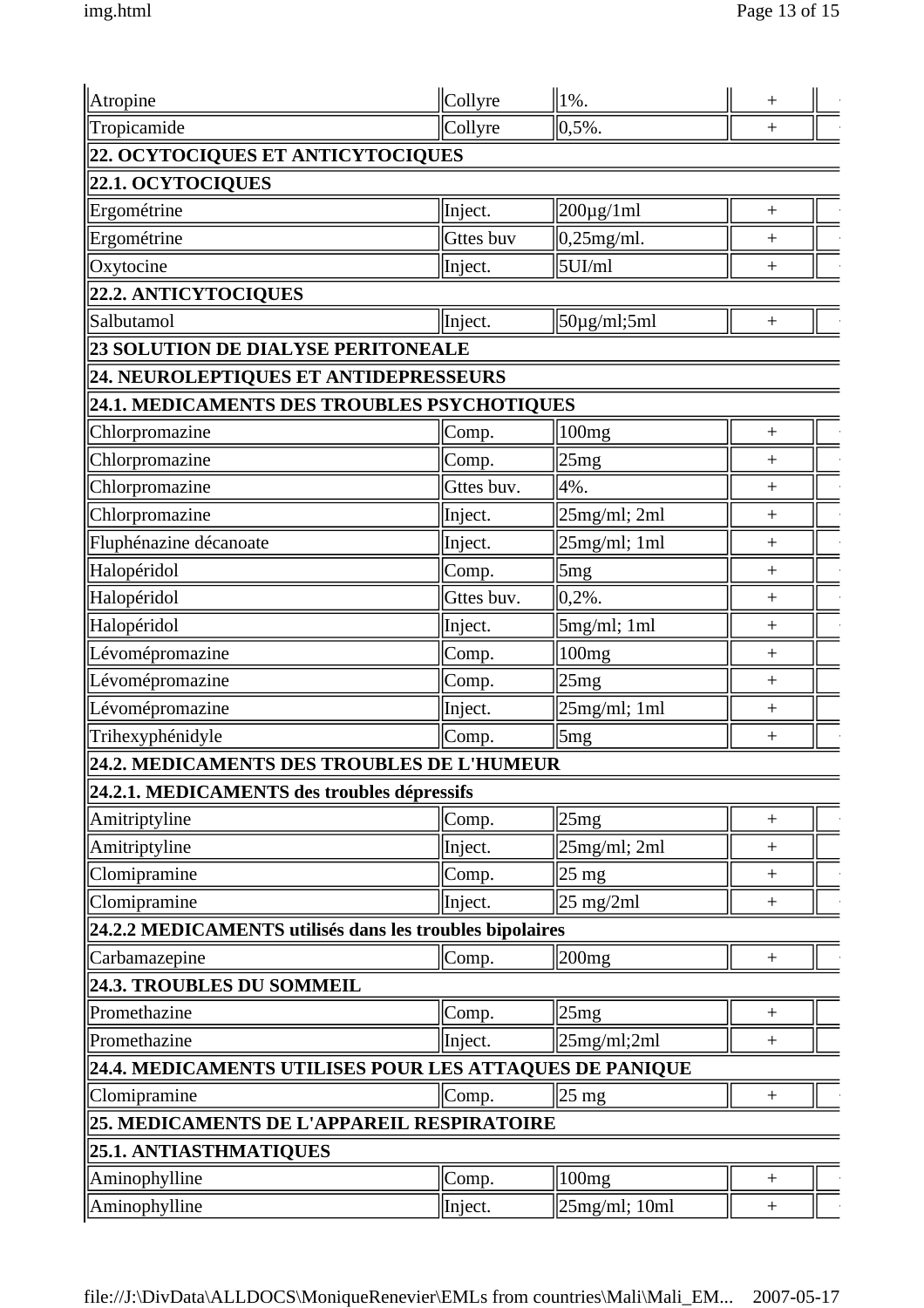| | | | | |
|---|---|---|---|---|
| Atropine | Collyre | 1%. | + | |
| Tropicamide | Collyre | 0,5%. | + | |
| **22. OCYTOCIQUES ET ANTICYTOCIQUES** | | | | |
| **22.1. OCYTOCIQUES** | | | | |
| Ergométrine | Inject. | 200µg/1ml | + | |
| Ergométrine | Gttes buv | 0,25mg/ml. | + | |
| Oxytocine | Inject. | 5UI/ml | + | |
| **22.2. ANTICYTOCIQUES** | | | | |
| Salbutamol | Inject. | 50µg/ml;5ml | + | |
| **23 SOLUTION DE DIALYSE PERITONEALE** | | | | |
| **24. NEUROLEPTIQUES ET ANTIDEPRESSEURS** | | | | |
| **24.1. MEDICAMENTS DES TROUBLES PSYCHOTIQUES** | | | | |
| Chlorpromazine | Comp. | 100mg | + | |
| Chlorpromazine | Comp. | 25mg | + | |
| Chlorpromazine | Gttes buv. | 4%. | + | |
| Chlorpromazine | Inject. | 25mg/ml; 2ml | + | |
| Fluphénazine décanoate | Inject. | 25mg/ml; 1ml | + | |
| Halopéridol | Comp. | 5mg | + | |
| Halopéridol | Gttes buv. | 0,2%. | + | |
| Halopéridol | Inject. | 5mg/ml; 1ml | + | |
| Lévomépromazine | Comp. | 100mg | + | |
| Lévomépromazine | Comp. | 25mg | + | |
| Lévomépromazine | Inject. | 25mg/ml; 1ml | + | |
| Trihexyphénidyle | Comp. | 5mg | + | |
| **24.2. MEDICAMENTS DES TROUBLES DE L'HUMEUR** | | | | |
| **24.2.1. MEDICAMENTS des troubles dépressifs** | | | | |
| Amitriptyline | Comp. | 25mg | + | |
| Amitriptyline | Inject. | 25mg/ml; 2ml | + | |
| Clomipramine | Comp. | 25 mg | + | |
| Clomipramine | Inject. | 25 mg/2ml | + | |
| **24.2.2 MEDICAMENTS utilisés dans les troubles bipolaires** | | | | |
| Carbamazepine | Comp. | 200mg | + | |
| **24.3. TROUBLES DU SOMMEIL** | | | | |
| Promethazine | Comp. | 25mg | + | |
| Promethazine | Inject. | 25mg/ml;2ml | + | |
| **24.4. MEDICAMENTS UTILISES POUR LES ATTAQUES DE PANIQUE** | | | | |
| Clomipramine | Comp. | 25 mg | + | |
| **25. MEDICAMENTS DE L'APPAREIL RESPIRATOIRE** | | | | |
| **25.1. ANTIASTHMATIQUES** | | | | |
| Aminophylline | Comp. | 100mg | + | |
| Aminophylline | Inject. | 25mg/ml; 10ml | + | |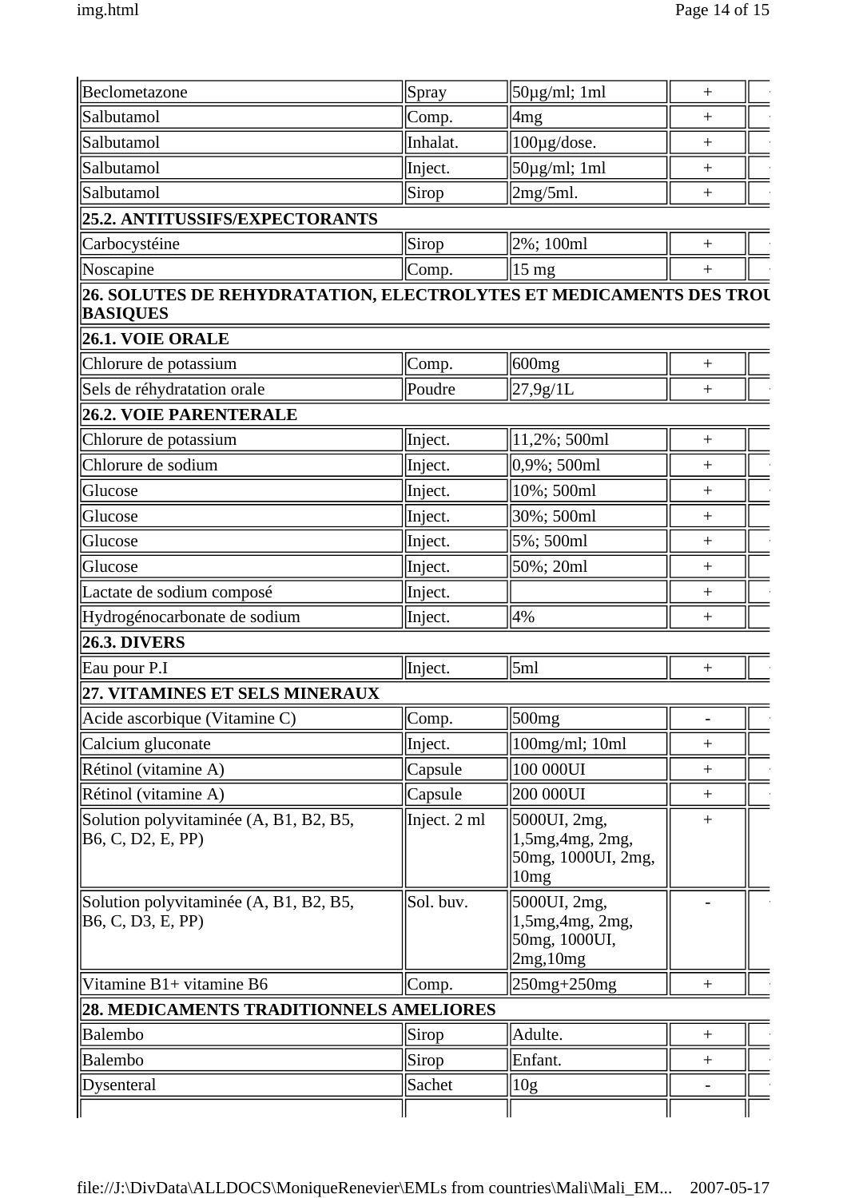| | | | | |
|---|---|---|---|---|
| Beclometazone | Spray | 50µg/ml; 1ml | + | |
| Salbutamol | Comp. | 4mg | + | |
| Salbutamol | Inhalat. | 100µg/dose. | + | |
| Salbutamol | Inject. | 50µg/ml; 1ml | + | |
| Salbutamol | Sirop | 2mg/5ml. | + | |
| **25.2. ANTITUSSIFS/EXPECTORANTS** | | | | |
| Carbocystéine | Sirop | 2%; 100ml | + | |
| Noscapine | Comp. | 15 mg | + | |
| **26. SOLUTES DE REHYDRATATION, ELECTROLYTES ET MEDICAMENTS DES TROU BASIQUES** | | | | |
| **26.1. VOIE ORALE** | | | | |
| Chlorure de potassium | Comp. | 600mg | + | |
| Sels de réhydratation orale | Poudre | 27,9g/1L | + | |
| **26.2. VOIE PARENTERALE** | | | | |
| Chlorure de potassium | Inject. | 11,2%; 500ml | + | |
| Chlorure de sodium | Inject. | 0,9%; 500ml | + | |
| Glucose | Inject. | 10%; 500ml | + | |
| Glucose | Inject. | 30%; 500ml | + | |
| Glucose | Inject. | 5%; 500ml | + | |
| Glucose | Inject. | 50%; 20ml | + | |
| Lactate de sodium composé | Inject. | | + | |
| Hydrogénocarbonate de sodium | Inject. | 4% | + | |
| **26.3. DIVERS** | | | | |
| Eau pour P.I | Inject. | 5ml | + | |
| **27. VITAMINES ET SELS MINERAUX** | | | | |
| Acide ascorbique (Vitamine C) | Comp. | 500mg | - | |
| Calcium gluconate | Inject. | 100mg/ml; 10ml | + | |
| Rétinol (vitamine A) | Capsule | 100 000UI | + | |
| Rétinol (vitamine A) | Capsule | 200 000UI | + | |
| Solution polyvitaminée (A, B1, B2, B5, B6, C, D2, E, PP) | Inject. 2 ml | 5000UI, 2mg, 1,5mg,4mg, 2mg, 50mg, 1000UI, 2mg, 10mg | + | |
| Solution polyvitaminée (A, B1, B2, B5, B6, C, D3, E, PP) | Sol. buv. | 5000UI, 2mg, 1,5mg,4mg, 2mg, 50mg, 1000UI, 2mg,10mg | - | |
| Vitamine B1+ vitamine B6 | Comp. | 250mg+250mg | + | |
| **28. MEDICAMENTS TRADITIONNELS AMELIORES** | | | | |
| Balembo | Sirop | Adulte. | + | |
| Balembo | Sirop | Enfant. | + | |
| Dysenteral | Sachet | 10g | - | |
| | | | | |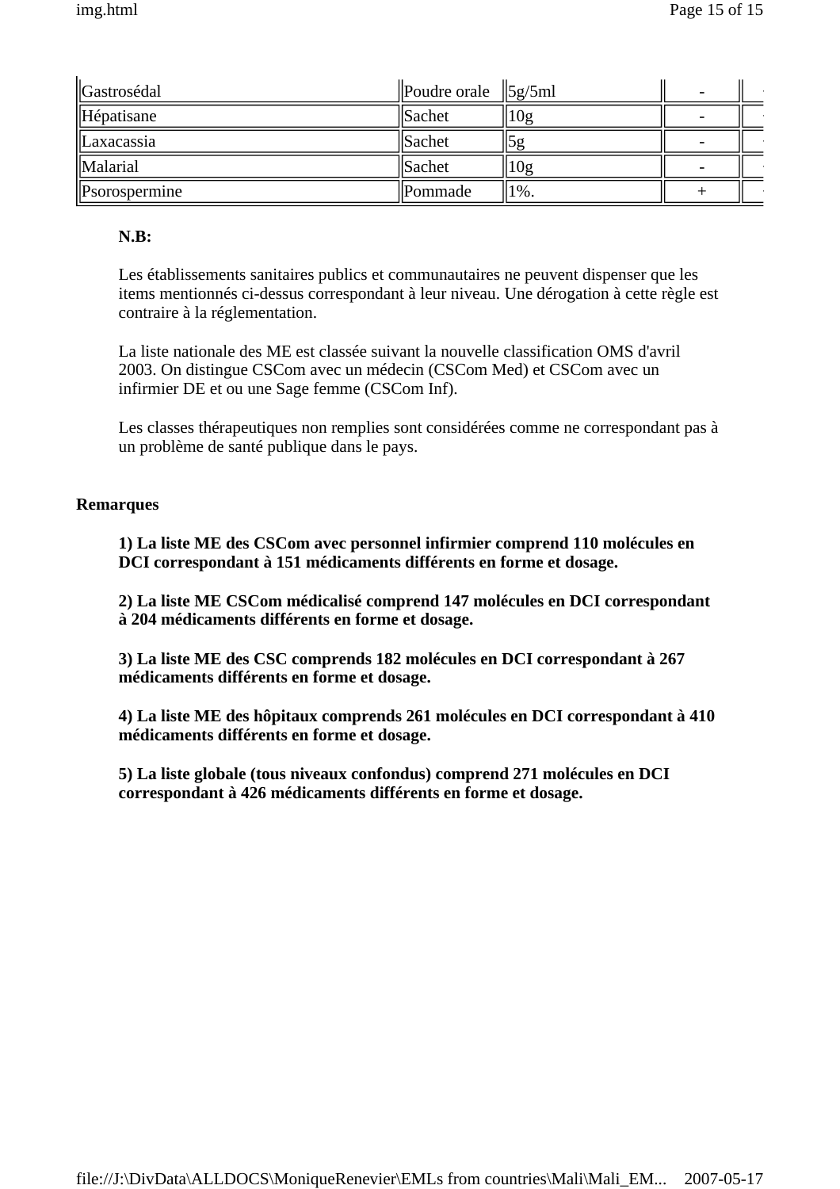| | | | | |
|---|---|---|---|---|
| Gastrosédal | Poudre orale | 5g/5ml | - | |
| Hépatisane | Sachet | 10g | - | |
| Laxacassia | Sachet | 5g | - | |
| Malarial | Sachet | 10g | - | |
| Psorospermine | Pommade | 1%. | + | |

**N.B:**

Les établissements sanitaires publics et communautaires ne peuvent dispenser que les items mentionnés ci-dessus correspondant à leur niveau. Une dérogation à cette règle est contraire à la réglementation.

La liste nationale des ME est classée suivant la nouvelle classification OMS d'avril 2003. On distingue CSCom avec un médecin (CSCom Med) et CSCom avec un infirmier DE et ou une Sage femme (CSCom Inf).

Les classes thérapeutiques non remplies sont considérées comme ne correspondant pas à un problème de santé publique dans le pays.

**Remarques**

**1) La liste ME des CSCom avec personnel infirmier comprend 110 molécules en DCI correspondant à 151 médicaments différents en forme et dosage.**

**2) La liste ME CSCom médicalisé comprend 147 molécules en DCI correspondant à 204 médicaments différents en forme et dosage.**

**3) La liste ME des CSC comprends 182 molécules en DCI correspondant à 267 médicaments différents en forme et dosage.**

**4) La liste ME des hôpitaux comprends 261 molécules en DCI correspondant à 410 médicaments différents en forme et dosage.**

**5) La liste globale (tous niveaux confondus) comprend 271 molécules en DCI correspondant à 426 médicaments différents en forme et dosage.**